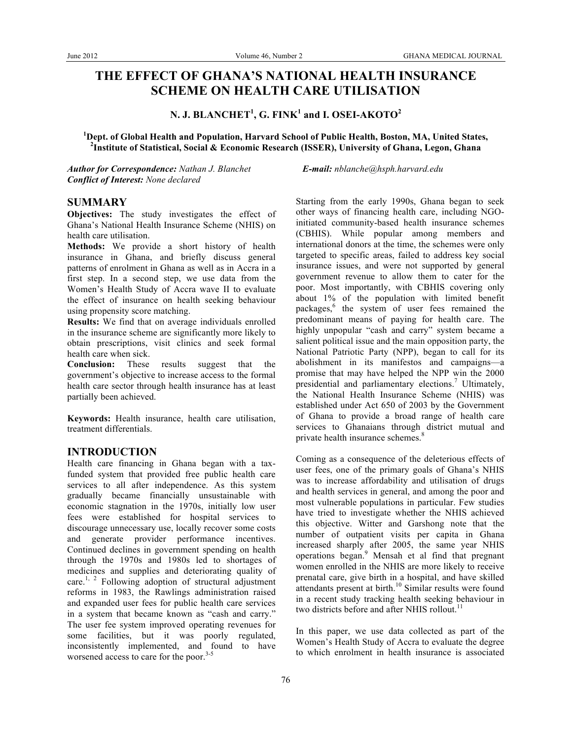# THE EFFECT OF GHANA'S NATIONAL HEALTH INSURANCE SCHEME ON HEALTH CARE UTILISATION

**N. J. BLANCHET[1], G. FINK[1] and I. OSEI-AKOTO[2]**

[1]**Dept. of Global Health and Population, Harvard School of Public Health, Boston, MA, United States,**
[2]**Institute of Statistical, Social & Economic Research (ISSER), University of Ghana, Legon, Ghana**

***Author for Correspondence:*** *Nathan J. Blanchet* ***E-mail:*** *nblanche@hsph.harvard.edu*
***Conflict of Interest:*** *None declared*

## SUMMARY

**Objectives:** The study investigates the effect of Ghana's National Health Insurance Scheme (NHIS) on health care utilisation.

**Methods:** We provide a short history of health insurance in Ghana, and briefly discuss general patterns of enrolment in Ghana as well as in Accra in a first step. In a second step, we use data from the Women's Health Study of Accra wave II to evaluate the effect of insurance on health seeking behaviour using propensity score matching.

**Results:** We find that on average individuals enrolled in the insurance scheme are significantly more likely to obtain prescriptions, visit clinics and seek formal health care when sick.

**Conclusion:** These results suggest that the government's objective to increase access to the formal health care sector through health insurance has at least partially been achieved.

**Keywords:** Health insurance, health care utilisation, treatment differentials.

## INTRODUCTION

Health care financing in Ghana began with a tax-funded system that provided free public health care services to all after independence. As this system gradually became financially unsustainable with economic stagnation in the 1970s, initially low user fees were established for hospital services to discourage unnecessary use, locally recover some costs and generate provider performance incentives. Continued declines in government spending on health through the 1970s and 1980s led to shortages of medicines and supplies and deteriorating quality of care.[1, 2] Following adoption of structural adjustment reforms in 1983, the Rawlings administration raised and expanded user fees for public health care services in a system that became known as "cash and carry." The user fee system improved operating revenues for some facilities, but it was poorly regulated, inconsistently implemented, and found to have worsened access to care for the poor.[3-5]

Starting from the early 1990s, Ghana began to seek other ways of financing health care, including NGO-initiated community-based health insurance schemes (CBHIS). While popular among members and international donors at the time, the schemes were only targeted to specific areas, failed to address key social insurance issues, and were not supported by general government revenue to allow them to cater for the poor. Most importantly, with CBHIS covering only about 1% of the population with limited benefit packages,[6] the system of user fees remained the predominant means of paying for health care. The highly unpopular "cash and carry" system became a salient political issue and the main opposition party, the National Patriotic Party (NPP), began to call for its abolishment in its manifestos and campaigns—a promise that may have helped the NPP win the 2000 presidential and parliamentary elections.[7] Ultimately, the National Health Insurance Scheme (NHIS) was established under Act 650 of 2003 by the Government of Ghana to provide a broad range of health care services to Ghanaians through district mutual and private health insurance schemes.[8]

Coming as a consequence of the deleterious effects of user fees, one of the primary goals of Ghana's NHIS was to increase affordability and utilisation of drugs and health services in general, and among the poor and most vulnerable populations in particular. Few studies have tried to investigate whether the NHIS achieved this objective. Witter and Garshong note that the number of outpatient visits per capita in Ghana increased sharply after 2005, the same year NHIS operations began.[9] Mensah et al find that pregnant women enrolled in the NHIS are more likely to receive prenatal care, give birth in a hospital, and have skilled attendants present at birth.[10] Similar results were found in a recent study tracking health seeking behaviour in two districts before and after NHIS rollout.[11]

In this paper, we use data collected as part of the Women's Health Study of Accra to evaluate the degree to which enrolment in health insurance is associated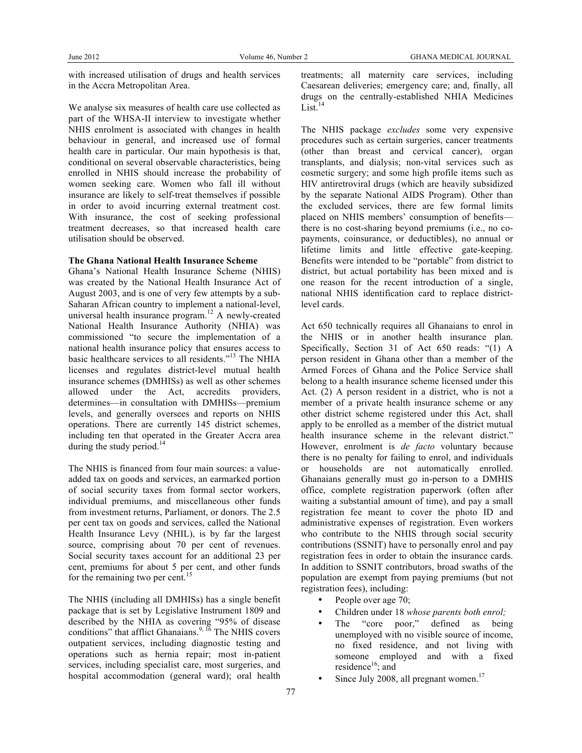with increased utilisation of drugs and health services in the Accra Metropolitan Area.

We analyse six measures of health care use collected as part of the WHSA-II interview to investigate whether NHIS enrolment is associated with changes in health behaviour in general, and increased use of formal health care in particular. Our main hypothesis is that, conditional on several observable characteristics, being enrolled in NHIS should increase the probability of women seeking care. Women who fall ill without insurance are likely to self-treat themselves if possible in order to avoid incurring external treatment cost. With insurance, the cost of seeking professional treatment decreases, so that increased health care utilisation should be observed.

**The Ghana National Health Insurance Scheme**

Ghana's National Health Insurance Scheme (NHIS) was created by the National Health Insurance Act of August 2003, and is one of very few attempts by a sub-Saharan African country to implement a national-level, universal health insurance program.[12] A newly-created National Health Insurance Authority (NHIA) was commissioned "to secure the implementation of a national health insurance policy that ensures access to basic healthcare services to all residents."[13] The NHIA licenses and regulates district-level mutual health insurance schemes (DMHISs) as well as other schemes allowed under the Act, accredits providers, determines—in consultation with DMHISs—premium levels, and generally oversees and reports on NHIS operations. There are currently 145 district schemes, including ten that operated in the Greater Accra area during the study period.[14]

The NHIS is financed from four main sources: a value-added tax on goods and services, an earmarked portion of social security taxes from formal sector workers, individual premiums, and miscellaneous other funds from investment returns, Parliament, or donors. The 2.5 per cent tax on goods and services, called the National Health Insurance Levy (NHIL), is by far the largest source, comprising about 70 per cent of revenues. Social security taxes account for an additional 23 per cent, premiums for about 5 per cent, and other funds for the remaining two per cent.[15]

The NHIS (including all DMHISs) has a single benefit package that is set by Legislative Instrument 1809 and described by the NHIA as covering "95% of disease conditions" that afflict Ghanaians.[9, 16] The NHIS covers outpatient services, including diagnostic testing and operations such as hernia repair; most in-patient services, including specialist care, most surgeries, and hospital accommodation (general ward); oral health treatments; all maternity care services, including Caesarean deliveries; emergency care; and, finally, all drugs on the centrally-established NHIA Medicines List.[14]

The NHIS package *excludes* some very expensive procedures such as certain surgeries, cancer treatments (other than breast and cervical cancer), organ transplants, and dialysis; non-vital services such as cosmetic surgery; and some high profile items such as HIV antiretroviral drugs (which are heavily subsidized by the separate National AIDS Program). Other than the excluded services, there are few formal limits placed on NHIS members' consumption of benefits—there is no cost-sharing beyond premiums (i.e., no co-payments, coinsurance, or deductibles), no annual or lifetime limits and little effective gate-keeping. Benefits were intended to be "portable" from district to district, but actual portability has been mixed and is one reason for the recent introduction of a single, national NHIS identification card to replace district-level cards.

Act 650 technically requires all Ghanaians to enrol in the NHIS or in another health insurance plan. Specifically, Section 31 of Act 650 reads: "(1) A person resident in Ghana other than a member of the Armed Forces of Ghana and the Police Service shall belong to a health insurance scheme licensed under this Act. (2) A person resident in a district, who is not a member of a private health insurance scheme or any other district scheme registered under this Act, shall apply to be enrolled as a member of the district mutual health insurance scheme in the relevant district." However, enrolment is *de facto* voluntary because there is no penalty for failing to enrol, and individuals or households are not automatically enrolled. Ghanaians generally must go in-person to a DMHIS office, complete registration paperwork (often after waiting a substantial amount of time), and pay a small registration fee meant to cover the photo ID and administrative expenses of registration. Even workers who contribute to the NHIS through social security contributions (SSNIT) have to personally enrol and pay registration fees in order to obtain the insurance cards. In addition to SSNIT contributors, broad swaths of the population are exempt from paying premiums (but not registration fees), including:

- People over age 70;
- Children under 18 *whose parents both enrol;*
- The "core poor," defined as being unemployed with no visible source of income, no fixed residence, and not living with someone employed and with a fixed residence[16]; and
- Since July 2008, all pregnant women.[17]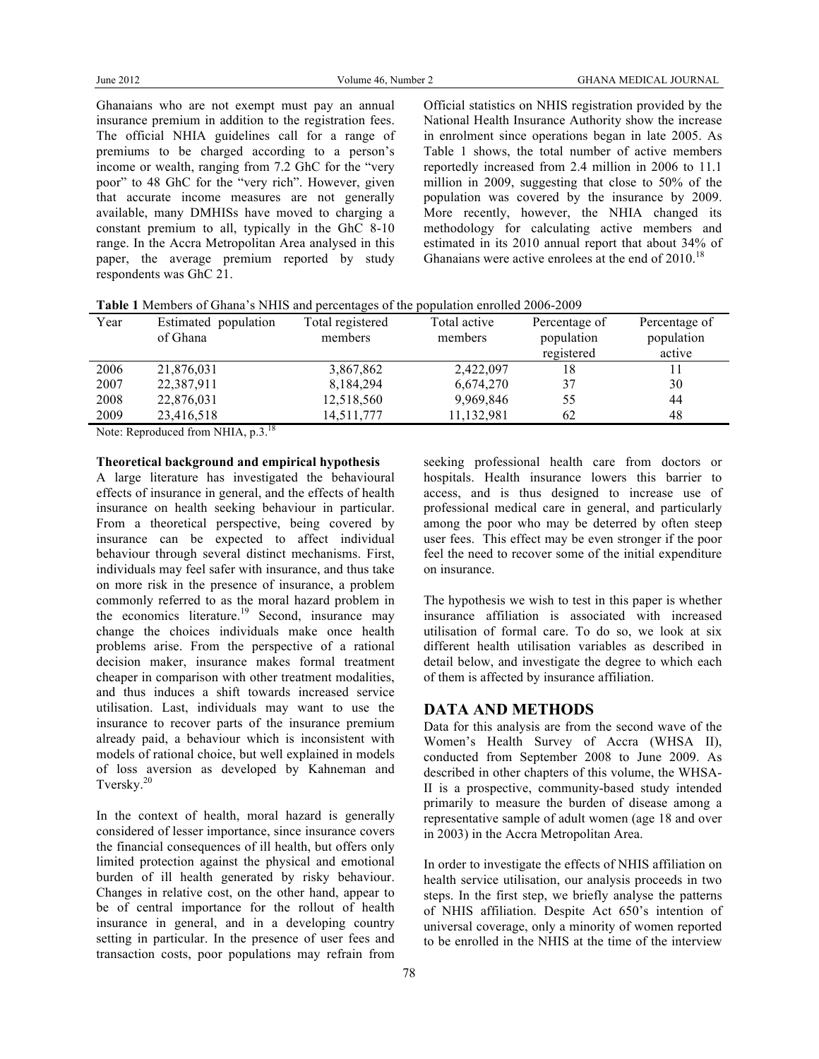Ghanaians who are not exempt must pay an annual insurance premium in addition to the registration fees. The official NHIA guidelines call for a range of premiums to be charged according to a person's income or wealth, ranging from 7.2 GhC for the "very poor" to 48 GhC for the "very rich". However, given that accurate income measures are not generally available, many DMHISs have moved to charging a constant premium to all, typically in the GhC 8-10 range. In the Accra Metropolitan Area analysed in this paper, the average premium reported by study respondents was GhC 21.

Official statistics on NHIS registration provided by the National Health Insurance Authority show the increase in enrolment since operations began in late 2005. As Table 1 shows, the total number of active members reportedly increased from 2.4 million in 2006 to 11.1 million in 2009, suggesting that close to 50% of the population was covered by the insurance by 2009. More recently, however, the NHIA changed its methodology for calculating active members and estimated in its 2010 annual report that about 34% of Ghanaians were active enrolees at the end of 2010.[18]

**Table 1** Members of Ghana's NHIS and percentages of the population enrolled 2006-2009

| Year | Estimated population of Ghana | Total registered members | Total active members | Percentage of population registered | Percentage of population active |
|---|---|---|---|---|---|
| 2006 | 21,876,031 | 3,867,862 | 2,422,097 | 18 | 11 |
| 2007 | 22,387,911 | 8,184,294 | 6,674,270 | 37 | 30 |
| 2008 | 22,876,031 | 12,518,560 | 9,969,846 | 55 | 44 |
| 2009 | 23,416,518 | 14,511,777 | 11,132,981 | 62 | 48 |

Note: Reproduced from NHIA, p.3.[18]

**Theoretical background and empirical hypothesis**

A large literature has investigated the behavioural effects of insurance in general, and the effects of health insurance on health seeking behaviour in particular. From a theoretical perspective, being covered by insurance can be expected to affect individual behaviour through several distinct mechanisms. First, individuals may feel safer with insurance, and thus take on more risk in the presence of insurance, a problem commonly referred to as the moral hazard problem in the economics literature.[19] Second, insurance may change the choices individuals make once health problems arise. From the perspective of a rational decision maker, insurance makes formal treatment cheaper in comparison with other treatment modalities, and thus induces a shift towards increased service utilisation. Last, individuals may want to use the insurance to recover parts of the insurance premium already paid, a behaviour which is inconsistent with models of rational choice, but well explained in models of loss aversion as developed by Kahneman and Tversky.[20]

In the context of health, moral hazard is generally considered of lesser importance, since insurance covers the financial consequences of ill health, but offers only limited protection against the physical and emotional burden of ill health generated by risky behaviour. Changes in relative cost, on the other hand, appear to be of central importance for the rollout of health insurance in general, and in a developing country setting in particular. In the presence of user fees and transaction costs, poor populations may refrain from seeking professional health care from doctors or hospitals. Health insurance lowers this barrier to access, and is thus designed to increase use of professional medical care in general, and particularly among the poor who may be deterred by often steep user fees. This effect may be even stronger if the poor feel the need to recover some of the initial expenditure on insurance.

The hypothesis we wish to test in this paper is whether insurance affiliation is associated with increased utilisation of formal care. To do so, we look at six different health utilisation variables as described in detail below, and investigate the degree to which each of them is affected by insurance affiliation.

## DATA AND METHODS

Data for this analysis are from the second wave of the Women's Health Survey of Accra (WHSA II), conducted from September 2008 to June 2009. As described in other chapters of this volume, the WHSA-II is a prospective, community-based study intended primarily to measure the burden of disease among a representative sample of adult women (age 18 and over in 2003) in the Accra Metropolitan Area.

In order to investigate the effects of NHIS affiliation on health service utilisation, our analysis proceeds in two steps. In the first step, we briefly analyse the patterns of NHIS affiliation. Despite Act 650's intention of universal coverage, only a minority of women reported to be enrolled in the NHIS at the time of the interview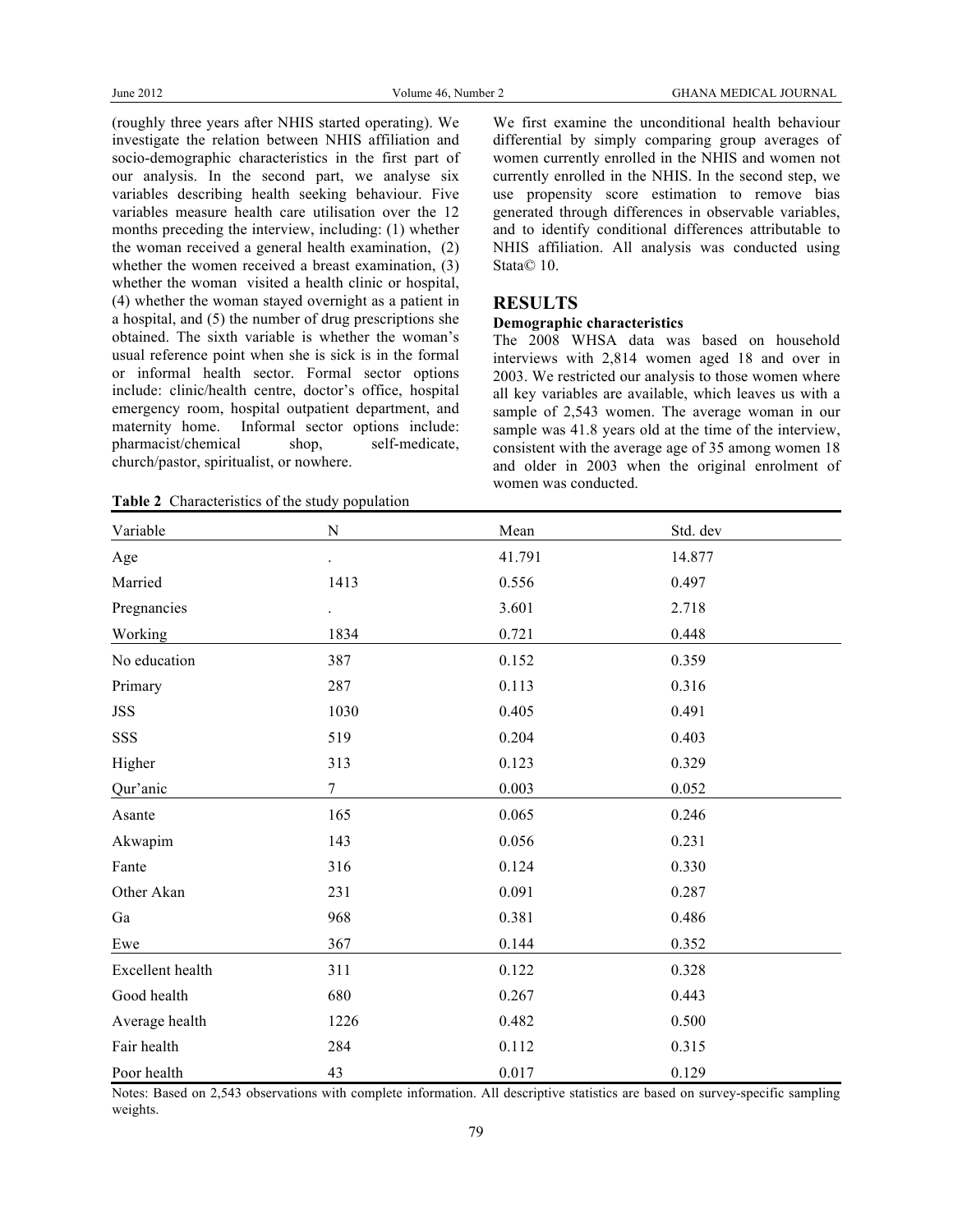(roughly three years after NHIS started operating). We investigate the relation between NHIS affiliation and socio-demographic characteristics in the first part of our analysis. In the second part, we analyse six variables describing health seeking behaviour. Five variables measure health care utilisation over the 12 months preceding the interview, including: (1) whether the woman received a general health examination, (2) whether the women received a breast examination, (3) whether the woman visited a health clinic or hospital, (4) whether the woman stayed overnight as a patient in a hospital, and (5) the number of drug prescriptions she obtained. The sixth variable is whether the woman's usual reference point when she is sick is in the formal or informal health sector. Formal sector options include: clinic/health centre, doctor's office, hospital emergency room, hospital outpatient department, and maternity home. Informal sector options include: pharmacist/chemical shop, self-medicate, church/pastor, spiritualist, or nowhere.

We first examine the unconditional health behaviour differential by simply comparing group averages of women currently enrolled in the NHIS and women not currently enrolled in the NHIS. In the second step, we use propensity score estimation to remove bias generated through differences in observable variables, and to identify conditional differences attributable to NHIS affiliation. All analysis was conducted using Stata© 10.

## RESULTS

### Demographic characteristics

The 2008 WHSA data was based on household interviews with 2,814 women aged 18 and over in 2003. We restricted our analysis to those women where all key variables are available, which leaves us with a sample of 2,543 women. The average woman in our sample was 41.8 years old at the time of the interview, consistent with the average age of 35 among women 18 and older in 2003 when the original enrolment of women was conducted.

**Table 2** Characteristics of the study population

| Variable | N | Mean | Std. dev |
|---|---|---|---|
| Age | . | 41.791 | 14.877 |
| Married | 1413 | 0.556 | 0.497 |
| Pregnancies | . | 3.601 | 2.718 |
| Working | 1834 | 0.721 | 0.448 |
| No education | 387 | 0.152 | 0.359 |
| Primary | 287 | 0.113 | 0.316 |
| JSS | 1030 | 0.405 | 0.491 |
| SSS | 519 | 0.204 | 0.403 |
| Higher | 313 | 0.123 | 0.329 |
| Qur'anic | 7 | 0.003 | 0.052 |
| Asante | 165 | 0.065 | 0.246 |
| Akwapim | 143 | 0.056 | 0.231 |
| Fante | 316 | 0.124 | 0.330 |
| Other Akan | 231 | 0.091 | 0.287 |
| Ga | 968 | 0.381 | 0.486 |
| Ewe | 367 | 0.144 | 0.352 |
| Excellent health | 311 | 0.122 | 0.328 |
| Good health | 680 | 0.267 | 0.443 |
| Average health | 1226 | 0.482 | 0.500 |
| Fair health | 284 | 0.112 | 0.315 |
| Poor health | 43 | 0.017 | 0.129 |

Notes: Based on 2,543 observations with complete information. All descriptive statistics are based on survey-specific sampling weights.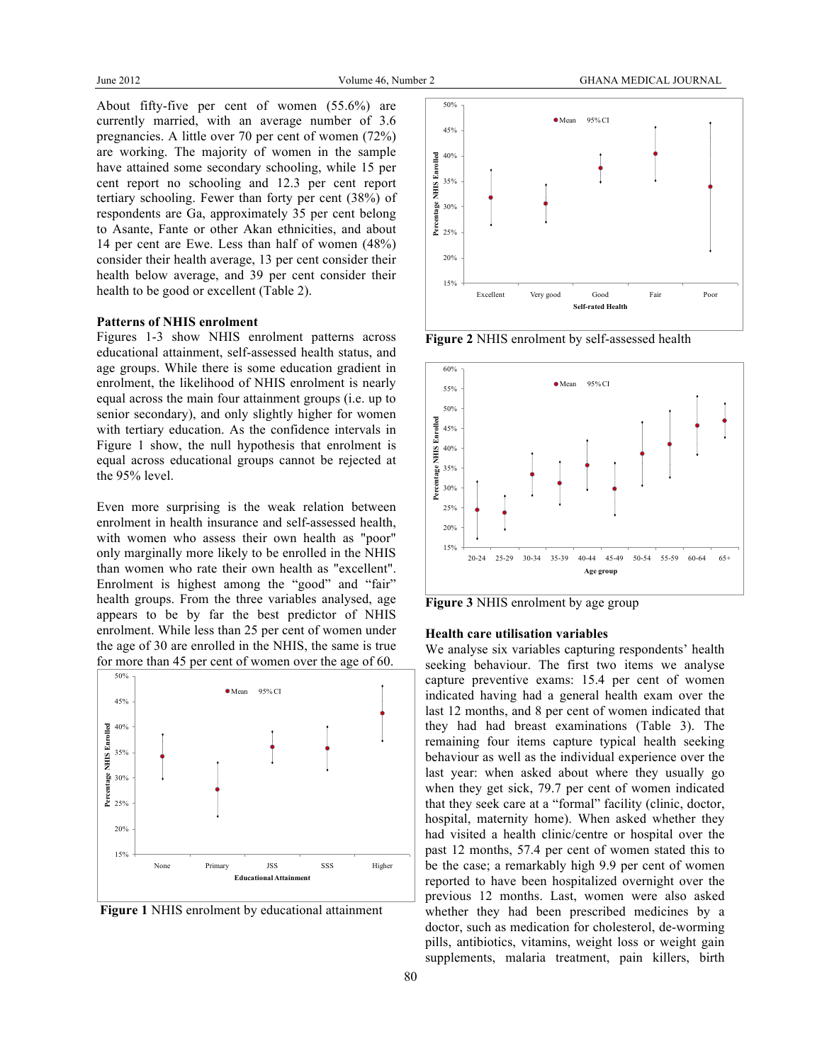About fifty-five per cent of women (55.6%) are currently married, with an average number of 3.6 pregnancies. A little over 70 per cent of women (72%) are working. The majority of women in the sample have attained some secondary schooling, while 15 per cent report no schooling and 12.3 per cent report tertiary schooling. Fewer than forty per cent (38%) of respondents are Ga, approximately 35 per cent belong to Asante, Fante or other Akan ethnicities, and about 14 per cent are Ewe. Less than half of women (48%) consider their health average, 13 per cent consider their health below average, and 39 per cent consider their health to be good or excellent (Table 2).

### Patterns of NHIS enrolment

Figures 1-3 show NHIS enrolment patterns across educational attainment, self-assessed health status, and age groups. While there is some education gradient in enrolment, the likelihood of NHIS enrolment is nearly equal across the main four attainment groups (i.e. up to senior secondary), and only slightly higher for women with tertiary education. As the confidence intervals in Figure 1 show, the null hypothesis that enrolment is equal across educational groups cannot be rejected at the 95% level.

Even more surprising is the weak relation between enrolment in health insurance and self-assessed health, with women who assess their own health as "poor" only marginally more likely to be enrolled in the NHIS than women who rate their own health as "excellent". Enrolment is highest among the "good" and "fair" health groups. From the three variables analysed, age appears to be by far the best predictor of NHIS enrolment. While less than 25 per cent of women under the age of 30 are enrolled in the NHIS, the same is true for more than 45 per cent of women over the age of 60.

**Figure 1** NHIS enrolment by educational attainment

**Figure 2** NHIS enrolment by self-assessed health

**Figure 3** NHIS enrolment by age group

### Health care utilisation variables

We analyse six variables capturing respondents' health seeking behaviour. The first two items we analyse capture preventive exams: 15.4 per cent of women indicated having had a general health exam over the last 12 months, and 8 per cent of women indicated that they had had breast examinations (Table 3). The remaining four items capture typical health seeking behaviour as well as the individual experience over the last year: when asked about where they usually go when they get sick, 79.7 per cent of women indicated that they seek care at a "formal" facility (clinic, doctor, hospital, maternity home). When asked whether they had visited a health clinic/centre or hospital over the past 12 months, 57.4 per cent of women stated this to be the case; a remarkably high 9.9 per cent of women reported to have been hospitalized overnight over the previous 12 months. Last, women were also asked whether they had been prescribed medicines by a doctor, such as medication for cholesterol, de-worming pills, antibiotics, vitamins, weight loss or weight gain supplements, malaria treatment, pain killers, birth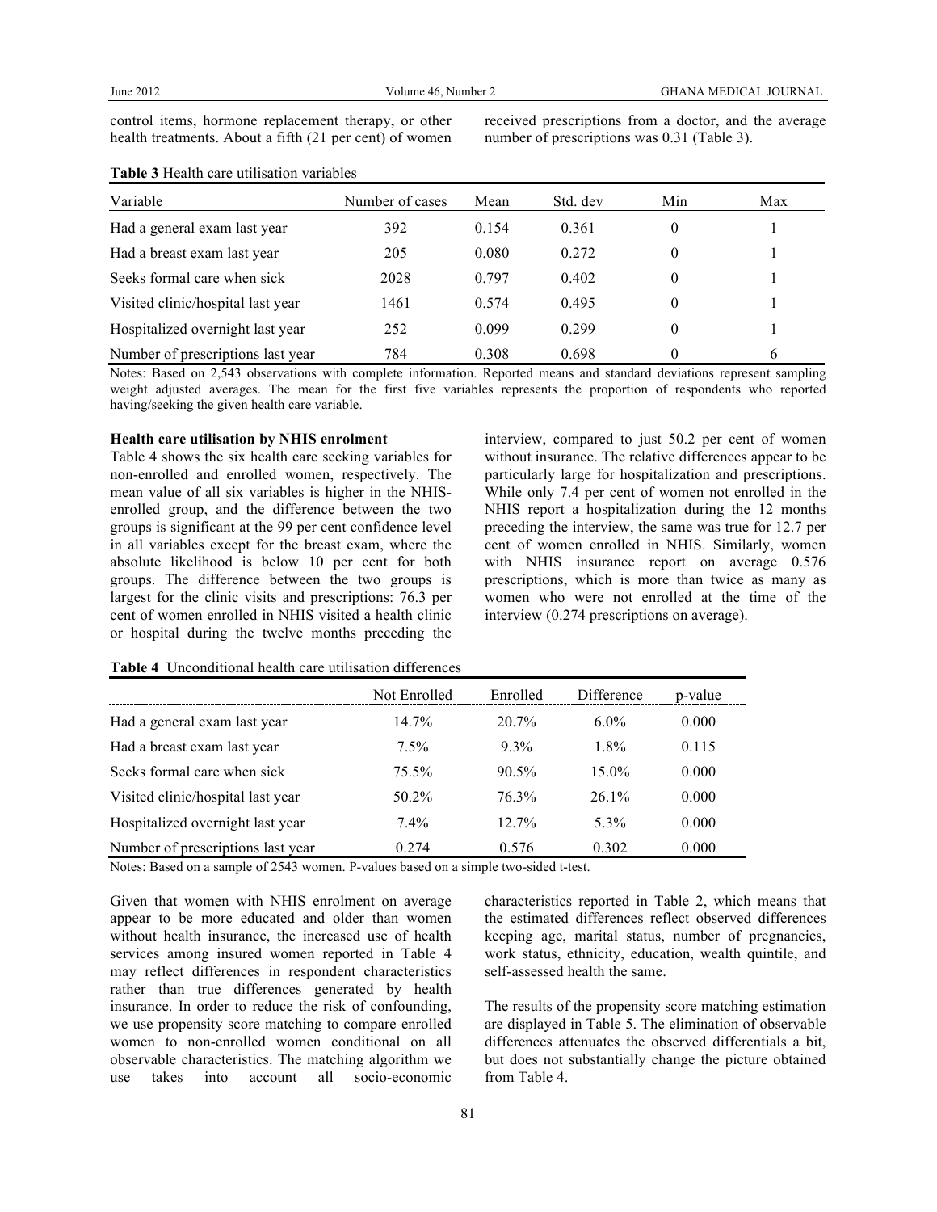control items, hormone replacement therapy, or other health treatments. About a fifth (21 per cent) of women received prescriptions from a doctor, and the average number of prescriptions was 0.31 (Table 3).

**Table 3** Health care utilisation variables

| Variable | Number of cases | Mean | Std. dev | Min | Max |
|---|---|---|---|---|---|
| Had a general exam last year | 392 | 0.154 | 0.361 | 0 | 1 |
| Had a breast exam last year | 205 | 0.080 | 0.272 | 0 | 1 |
| Seeks formal care when sick | 2028 | 0.797 | 0.402 | 0 | 1 |
| Visited clinic/hospital last year | 1461 | 0.574 | 0.495 | 0 | 1 |
| Hospitalized overnight last year | 252 | 0.099 | 0.299 | 0 | 1 |
| Number of prescriptions last year | 784 | 0.308 | 0.698 | 0 | 6 |

Notes: Based on 2,543 observations with complete information. Reported means and standard deviations represent sampling weight adjusted averages. The mean for the first five variables represents the proportion of respondents who reported having/seeking the given health care variable.

**Health care utilisation by NHIS enrolment**

Table 4 shows the six health care seeking variables for non-enrolled and enrolled women, respectively. The mean value of all six variables is higher in the NHIS-enrolled group, and the difference between the two groups is significant at the 99 per cent confidence level in all variables except for the breast exam, where the absolute likelihood is below 10 per cent for both groups. The difference between the two groups is largest for the clinic visits and prescriptions: 76.3 per cent of women enrolled in NHIS visited a health clinic or hospital during the twelve months preceding the interview, compared to just 50.2 per cent of women without insurance. The relative differences appear to be particularly large for hospitalization and prescriptions. While only 7.4 per cent of women not enrolled in the NHIS report a hospitalization during the 12 months preceding the interview, the same was true for 12.7 per cent of women enrolled in NHIS. Similarly, women with NHIS insurance report on average 0.576 prescriptions, which is more than twice as many as women who were not enrolled at the time of the interview (0.274 prescriptions on average).

**Table 4** Unconditional health care utilisation differences

| | Not Enrolled | Enrolled | Difference | p-value |
|---|---|---|---|---|
| Had a general exam last year | 14.7% | 20.7% | 6.0% | 0.000 |
| Had a breast exam last year | 7.5% | 9.3% | 1.8% | 0.115 |
| Seeks formal care when sick | 75.5% | 90.5% | 15.0% | 0.000 |
| Visited clinic/hospital last year | 50.2% | 76.3% | 26.1% | 0.000 |
| Hospitalized overnight last year | 7.4% | 12.7% | 5.3% | 0.000 |
| Number of prescriptions last year | 0.274 | 0.576 | 0.302 | 0.000 |

Notes: Based on a sample of 2543 women. P-values based on a simple two-sided t-test.

Given that women with NHIS enrolment on average appear to be more educated and older than women without health insurance, the increased use of health services among insured women reported in Table 4 may reflect differences in respondent characteristics rather than true differences generated by health insurance. In order to reduce the risk of confounding, we use propensity score matching to compare enrolled women to non-enrolled women conditional on all observable characteristics. The matching algorithm we use takes into account all socio-economic characteristics reported in Table 2, which means that the estimated differences reflect observed differences keeping age, marital status, number of pregnancies, work status, ethnicity, education, wealth quintile, and self-assessed health the same.

The results of the propensity score matching estimation are displayed in Table 5. The elimination of observable differences attenuates the observed differentials a bit, but does not substantially change the picture obtained from Table 4.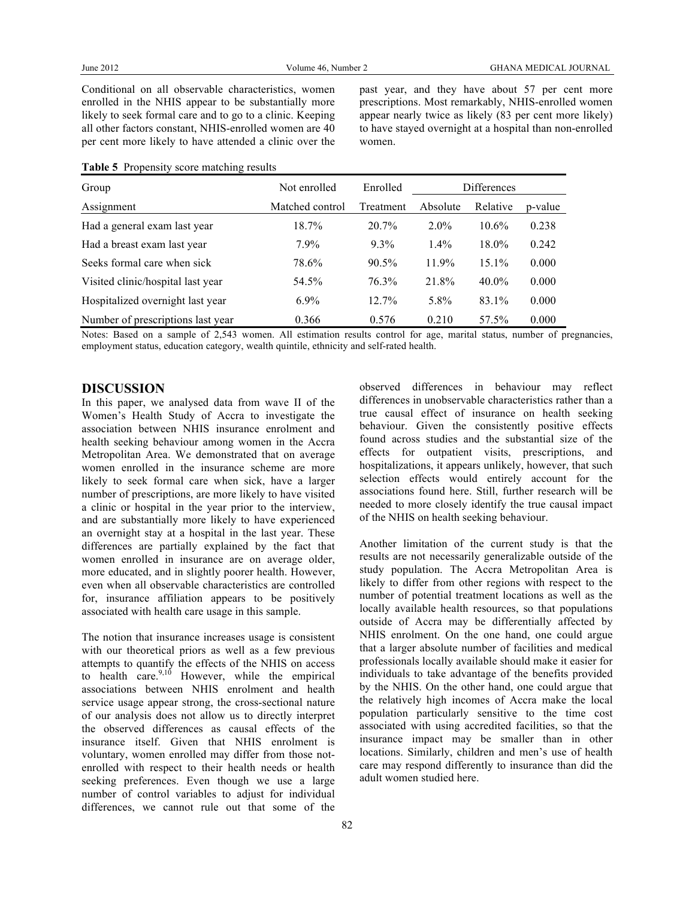Conditional on all observable characteristics, women enrolled in the NHIS appear to be substantially more likely to seek formal care and to go to a clinic. Keeping all other factors constant, NHIS-enrolled women are 40 per cent more likely to have attended a clinic over the past year, and they have about 57 per cent more prescriptions. Most remarkably, NHIS-enrolled women appear nearly twice as likely (83 per cent more likely) to have stayed overnight at a hospital than non-enrolled women.

**Table 5** Propensity score matching results

| Group | Not enrolled | Enrolled | Differences | | |
|---|---|---|---|---|---|
| Assignment | Matched control | Treatment | Absolute | Relative | p-value |
| Had a general exam last year | 18.7% | 20.7% | 2.0% | 10.6% | 0.238 |
| Had a breast exam last year | 7.9% | 9.3% | 1.4% | 18.0% | 0.242 |
| Seeks formal care when sick | 78.6% | 90.5% | 11.9% | 15.1% | 0.000 |
| Visited clinic/hospital last year | 54.5% | 76.3% | 21.8% | 40.0% | 0.000 |
| Hospitalized overnight last year | 6.9% | 12.7% | 5.8% | 83.1% | 0.000 |
| Number of prescriptions last year | 0.366 | 0.576 | 0.210 | 57.5% | 0.000 |

Notes: Based on a sample of 2,543 women. All estimation results control for age, marital status, number of pregnancies, employment status, education category, wealth quintile, ethnicity and self-rated health.

## DISCUSSION

In this paper, we analysed data from wave II of the Women's Health Study of Accra to investigate the association between NHIS insurance enrolment and health seeking behaviour among women in the Accra Metropolitan Area. We demonstrated that on average women enrolled in the insurance scheme are more likely to seek formal care when sick, have a larger number of prescriptions, are more likely to have visited a clinic or hospital in the year prior to the interview, and are substantially more likely to have experienced an overnight stay at a hospital in the last year. These differences are partially explained by the fact that women enrolled in insurance are on average older, more educated, and in slightly poorer health. However, even when all observable characteristics are controlled for, insurance affiliation appears to be positively associated with health care usage in this sample.

The notion that insurance increases usage is consistent with our theoretical priors as well as a few previous attempts to quantify the effects of the NHIS on access to health care.[9,10] However, while the empirical associations between NHIS enrolment and health service usage appear strong, the cross-sectional nature of our analysis does not allow us to directly interpret the observed differences as causal effects of the insurance itself. Given that NHIS enrolment is voluntary, women enrolled may differ from those not-enrolled with respect to their health needs or health seeking preferences. Even though we use a large number of control variables to adjust for individual differences, we cannot rule out that some of the observed differences in behaviour may reflect differences in unobservable characteristics rather than a true causal effect of insurance on health seeking behaviour. Given the consistently positive effects found across studies and the substantial size of the effects for outpatient visits, prescriptions, and hospitalizations, it appears unlikely, however, that such selection effects would entirely account for the associations found here. Still, further research will be needed to more closely identify the true causal impact of the NHIS on health seeking behaviour.

Another limitation of the current study is that the results are not necessarily generalizable outside of the study population. The Accra Metropolitan Area is likely to differ from other regions with respect to the number of potential treatment locations as well as the locally available health resources, so that populations outside of Accra may be differentially affected by NHIS enrolment. On the one hand, one could argue that a larger absolute number of facilities and medical professionals locally available should make it easier for individuals to take advantage of the benefits provided by the NHIS. On the other hand, one could argue that the relatively high incomes of Accra make the local population particularly sensitive to the time cost associated with using accredited facilities, so that the insurance impact may be smaller than in other locations. Similarly, children and men's use of health care may respond differently to insurance than did the adult women studied here.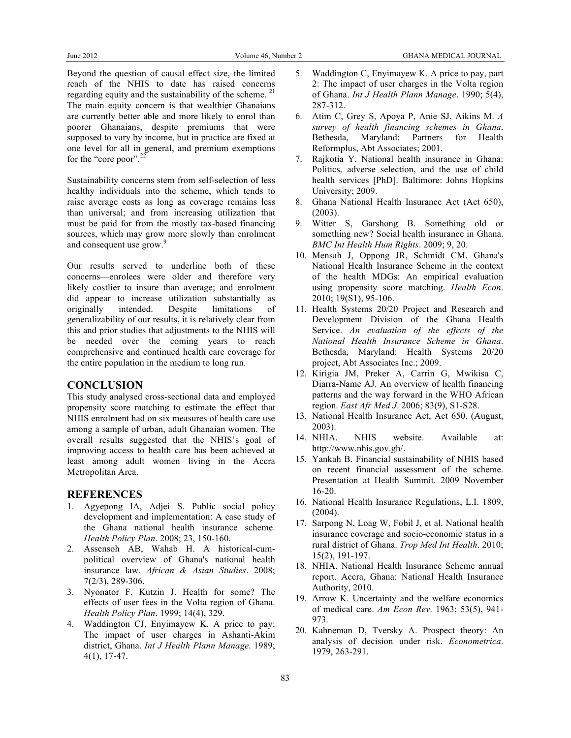Beyond the question of causal effect size, the limited reach of the NHIS to date has raised concerns regarding equity and the sustainability of the scheme. [21] The main equity concern is that wealthier Ghanaians are currently better able and more likely to enrol than poorer Ghanaians, despite premiums that were supposed to vary by income, but in practice are fixed at one level for all in general, and premium exemptions for the "core poor".[22]

Sustainability concerns stem from self-selection of less healthy individuals into the scheme, which tends to raise average costs as long as coverage remains less than universal; and from increasing utilization that must be paid for from the mostly tax-based financing sources, which may grow more slowly than enrolment and consequent use grow.[9]

Our results served to underline both of these concerns—enrolees were older and therefore very likely costlier to insure than average; and enrolment did appear to increase utilization substantially as originally intended. Despite limitations of generalizability of our results, it is relatively clear from this and prior studies that adjustments to the NHIS will be needed over the coming years to reach comprehensive and continued health care coverage for the entire population in the medium to long run.

## CONCLUSION

This study analysed cross-sectional data and employed propensity score matching to estimate the effect that NHIS enrolment had on six measures of health care use among a sample of urban, adult Ghanaian women. The overall results suggested that the NHIS's goal of improving access to health care has been achieved at least among adult women living in the Accra Metropolitan Area.

## REFERENCES

1. Agyepong IA, Adjei S. Public social policy development and implementation: A case study of the Ghana national health insurance scheme. *Health Policy Plan*. 2008; 23, 150-160.
2. Assensoh AB, Wahab H. A historical-cum-political overview of Ghana's national health insurance law. *African & Asian Studies*. 2008; 7(2/3), 289-306.
3. Nyonator F, Kutzin J. Health for some? The effects of user fees in the Volta region of Ghana. *Health Policy Plan*. 1999; 14(4), 329.
4. Waddington CJ, Enyimayew K. A price to pay: The impact of user charges in Ashanti-Akim district, Ghana. *Int J Health Plann Manage*. 1989; 4(1), 17-47.
5. Waddington C, Enyimayew K. A price to pay, part 2: The impact of user charges in the Volta region of Ghana. *Int J Health Plann Manage*. 1990; 5(4), 287-312.
6. Atim C, Grey S, Apoya P, Anie SJ, Aikins M. *A survey of health financing schemes in Ghana*. Bethesda, Maryland: Partners for Health Reformplus, Abt Associates; 2001.
7. Rajkotia Y. National health insurance in Ghana: Politics, adverse selection, and the use of child health services [PhD]. Baltimore: Johns Hopkins University; 2009.
8. Ghana National Health Insurance Act (Act 650), (2003).
9. Witter S, Garshong B. Something old or something new? Social health insurance in Ghana. *BMC Int Health Hum Rights*. 2009; 9, 20.
10. Mensah J, Oppong JR, Schmidt CM. Ghana's National Health Insurance Scheme in the context of the health MDGs: An empirical evaluation using propensity score matching. *Health Econ*. 2010; 19(S1), 95-106.
11. Health Systems 20/20 Project and Research and Development Division of the Ghana Health Service. *An evaluation of the effects of the National Health Insurance Scheme in Ghana*. Bethesda, Maryland: Health Systems 20/20 project, Abt Associates Inc.; 2009.
12. Kirigia JM, Preker A, Carrin G, Mwikisa C, Diarra-Name AJ. An overview of health financing patterns and the way forward in the WHO African region. *East Afr Med J*. 2006; 83(9), S1-S28.
13. National Health Insurance Act, Act 650, (August, 2003).
14. NHIA. NHIS website. Available at: http://www.nhis.gov.gh/.
15. Yankah B. Financial sustainability of NHIS based on recent financial assessment of the scheme. Presentation at Health Summit. 2009 November 16-20.
16. National Health Insurance Regulations, L.I. 1809, (2004).
17. Sarpong N, Loag W, Fobil J, et al. National health insurance coverage and socio-economic status in a rural district of Ghana. *Trop Med Int Health*. 2010; 15(2), 191-197.
18. NHIA. National Health Insurance Scheme annual report. Accra, Ghana: National Health Insurance Authority, 2010.
19. Arrow K. Uncertainty and the welfare economics of medical care. *Am Econ Rev*. 1963; 53(5), 941-973.
20. Kahneman D, Tversky A. Prospect theory: An analysis of decision under risk. *Econometrica*. 1979, 263-291.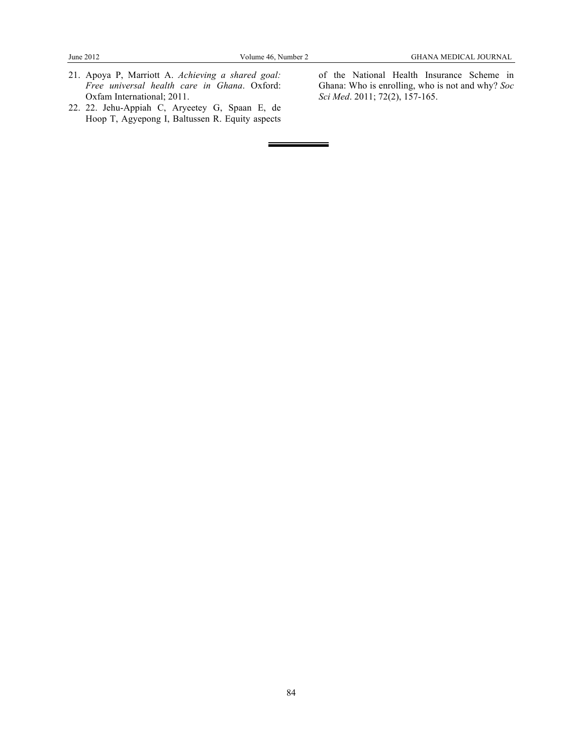21. Apoya P, Marriott A. *Achieving a shared goal: Free universal health care in Ghana*. Oxford: Oxfam International; 2011.
22. 22. Jehu-Appiah C, Aryeetey G, Spaan E, de Hoop T, Agyepong I, Baltussen R. Equity aspects of the National Health Insurance Scheme in Ghana: Who is enrolling, who is not and why? *Soc Sci Med*. 2011; 72(2), 157-165.